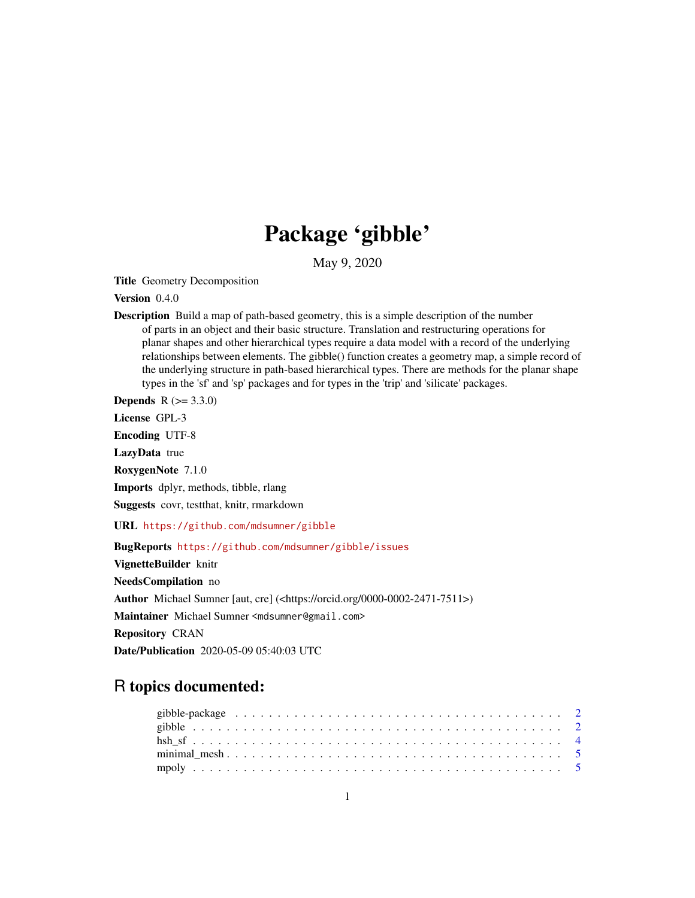# Package 'gibble'

May 9, 2020

**Title** Geometry Decomposition

**Version** 0.4.0

**Description** Build a map of path-based geometry, this is a simple description of the number of parts in an object and their basic structure. Translation and restructuring operations for planar shapes and other hierarchical types require a data model with a record of the underlying relationships between elements. The gibble() function creates a geometry map, a simple record of the underlying structure in path-based hierarchical types. There are methods for the planar shape types in the 'sf' and 'sp' packages and for types in the 'trip' and 'silicate' packages.

**Depends** R (>= 3.3.0)

**License** GPL-3

**Encoding** UTF-8

**LazyData** true

**RoxygenNote** 7.1.0

**Imports** dplyr, methods, tibble, rlang

**Suggests** covr, testthat, knitr, rmarkdown

**URL** https://github.com/mdsumner/gibble

**BugReports** https://github.com/mdsumner/gibble/issues

**VignetteBuilder** knitr

**NeedsCompilation** no

**Author** Michael Sumner [aut, cre] (<https://orcid.org/0000-0002-2471-7511>)

**Maintainer** Michael Sumner <mdsumner@gmail.com>

**Repository** CRAN

**Date/Publication** 2020-05-09 05:40:03 UTC

## R topics documented:

- gibble-package . . . . . . . . . . 2
- gibble . . . . . . . . . . 2
- hsh_sf . . . . . . . . . . 4
- minimal_mesh . . . . . . . . . . 5
- mpoly . . . . . . . . . . 5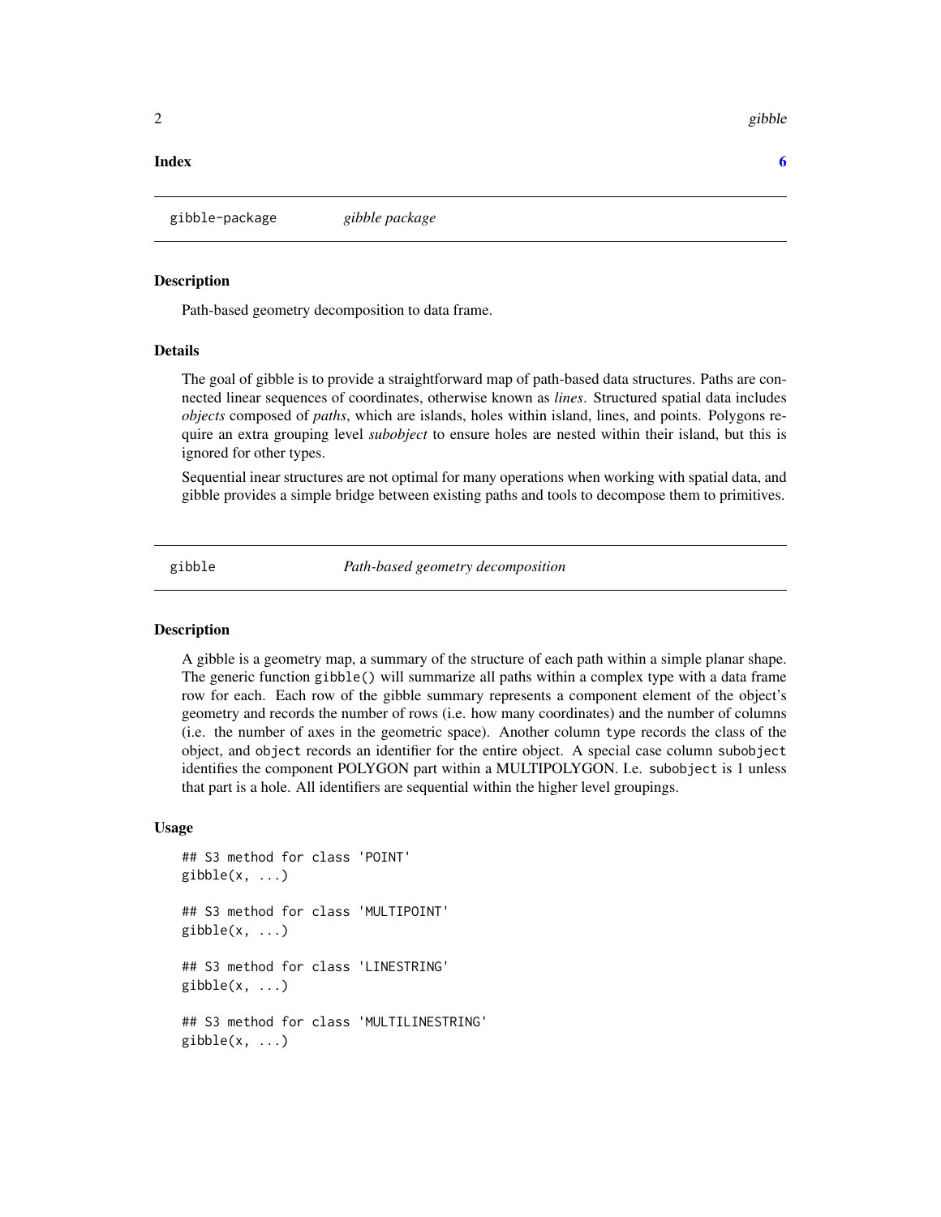**Index** **6**

---

## gibble-package *gibble package*

### Description

Path-based geometry decomposition to data frame.

### Details

The goal of gibble is to provide a straightforward map of path-based data structures. Paths are connected linear sequences of coordinates, otherwise known as *lines*. Structured spatial data includes *objects* composed of *paths*, which are islands, holes within island, lines, and points. Polygons require an extra grouping level *subobject* to ensure holes are nested within their island, but this is ignored for other types.

Sequential inear structures are not optimal for many operations when working with spatial data, and gibble provides a simple bridge between existing paths and tools to decompose them to primitives.

---

## gibble *Path-based geometry decomposition*

### Description

A gibble is a geometry map, a summary of the structure of each path within a simple planar shape. The generic function `gibble()` will summarize all paths within a complex type with a data frame row for each. Each row of the gibble summary represents a component element of the object's geometry and records the number of rows (i.e. how many coordinates) and the number of columns (i.e. the number of axes in the geometric space). Another column `type` records the class of the object, and `object` records an identifier for the entire object. A special case column `subobject` identifies the component POLYGON part within a MULTIPOLYGON. I.e. `subobject` is 1 unless that part is a hole. All identifiers are sequential within the higher level groupings.

### Usage

```
## S3 method for class 'POINT'
gibble(x, ...)

## S3 method for class 'MULTIPOINT'
gibble(x, ...)

## S3 method for class 'LINESTRING'
gibble(x, ...)

## S3 method for class 'MULTILINESTRING'
gibble(x, ...)
```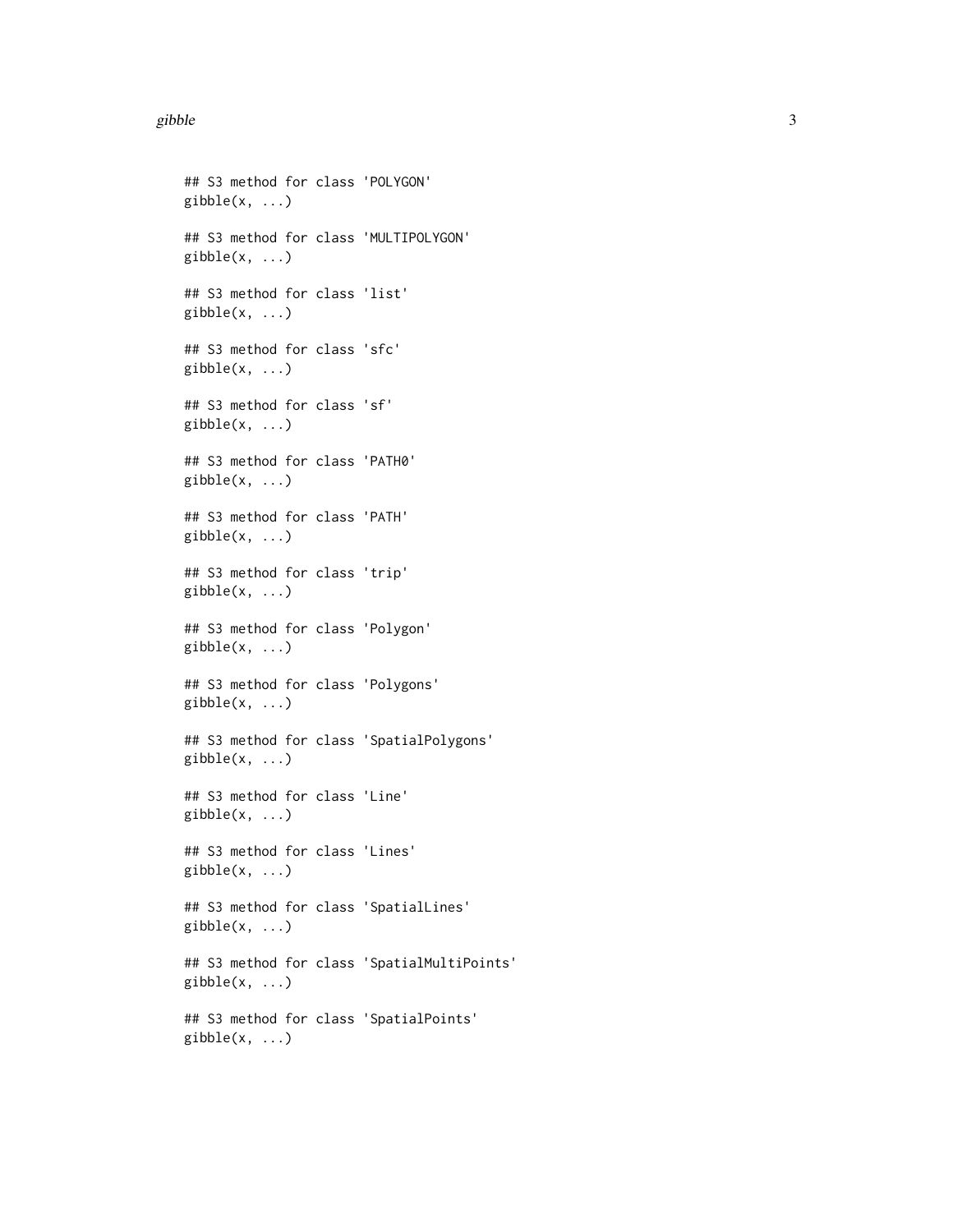```
## S3 method for class 'POLYGON'
gibble(x, ...)

## S3 method for class 'MULTIPOLYGON'
gibble(x, ...)

## S3 method for class 'list'
gibble(x, ...)

## S3 method for class 'sfc'
gibble(x, ...)

## S3 method for class 'sf'
gibble(x, ...)

## S3 method for class 'PATH0'
gibble(x, ...)

## S3 method for class 'PATH'
gibble(x, ...)

## S3 method for class 'trip'
gibble(x, ...)

## S3 method for class 'Polygon'
gibble(x, ...)

## S3 method for class 'Polygons'
gibble(x, ...)

## S3 method for class 'SpatialPolygons'
gibble(x, ...)

## S3 method for class 'Line'
gibble(x, ...)

## S3 method for class 'Lines'
gibble(x, ...)

## S3 method for class 'SpatialLines'
gibble(x, ...)

## S3 method for class 'SpatialMultiPoints'
gibble(x, ...)

## S3 method for class 'SpatialPoints'
gibble(x, ...)
```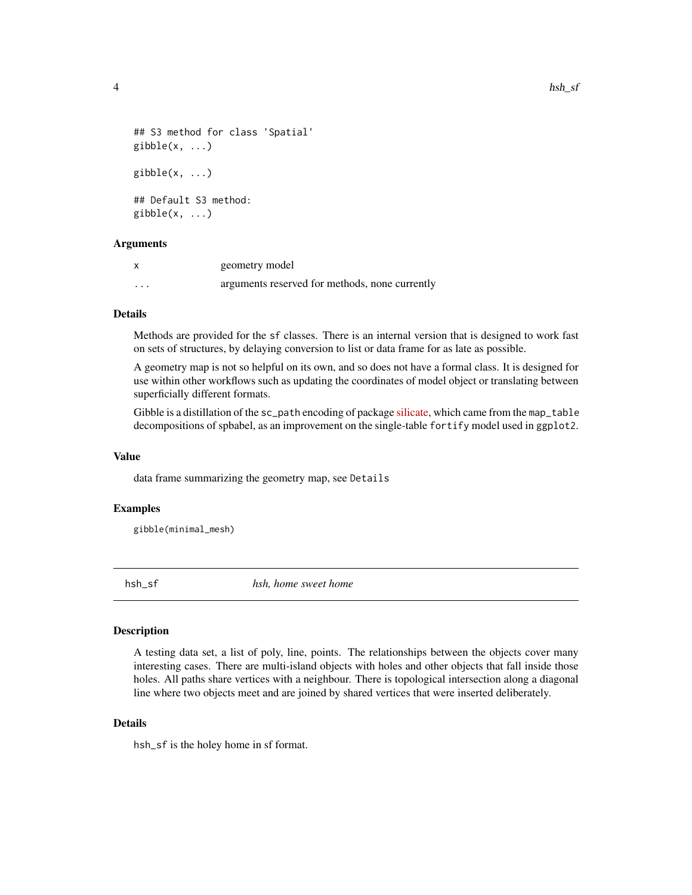```
## S3 method for class 'Spatial'
gibble(x, ...)

gibble(x, ...)

## Default S3 method:
gibble(x, ...)
```

### Arguments

| | |
|---|---|
| x | geometry model |
| ... | arguments reserved for methods, none currently |

### Details

Methods are provided for the sf classes. There is an internal version that is designed to work fast on sets of structures, by delaying conversion to list or data frame for as late as possible.

A geometry map is not so helpful on its own, and so does not have a formal class. It is designed for use within other workflows such as updating the coordinates of model object or translating between superficially different formats.

Gibble is a distillation of the `sc_path` encoding of package silicate, which came from the `map_table` decompositions of spbabel, as an improvement on the single-table `fortify` model used in `ggplot2`.

### Value

data frame summarizing the geometry map, see `Details`

### Examples

```
gibble(minimal_mesh)
```

---

## hsh_sf — *hsh, home sweet home*

### Description

A testing data set, a list of poly, line, points. The relationships between the objects cover many interesting cases. There are multi-island objects with holes and other objects that fall inside those holes. All paths share vertices with a neighbour. There is topological intersection along a diagonal line where two objects meet and are joined by shared vertices that were inserted deliberately.

### Details

`hsh_sf` is the holey home in sf format.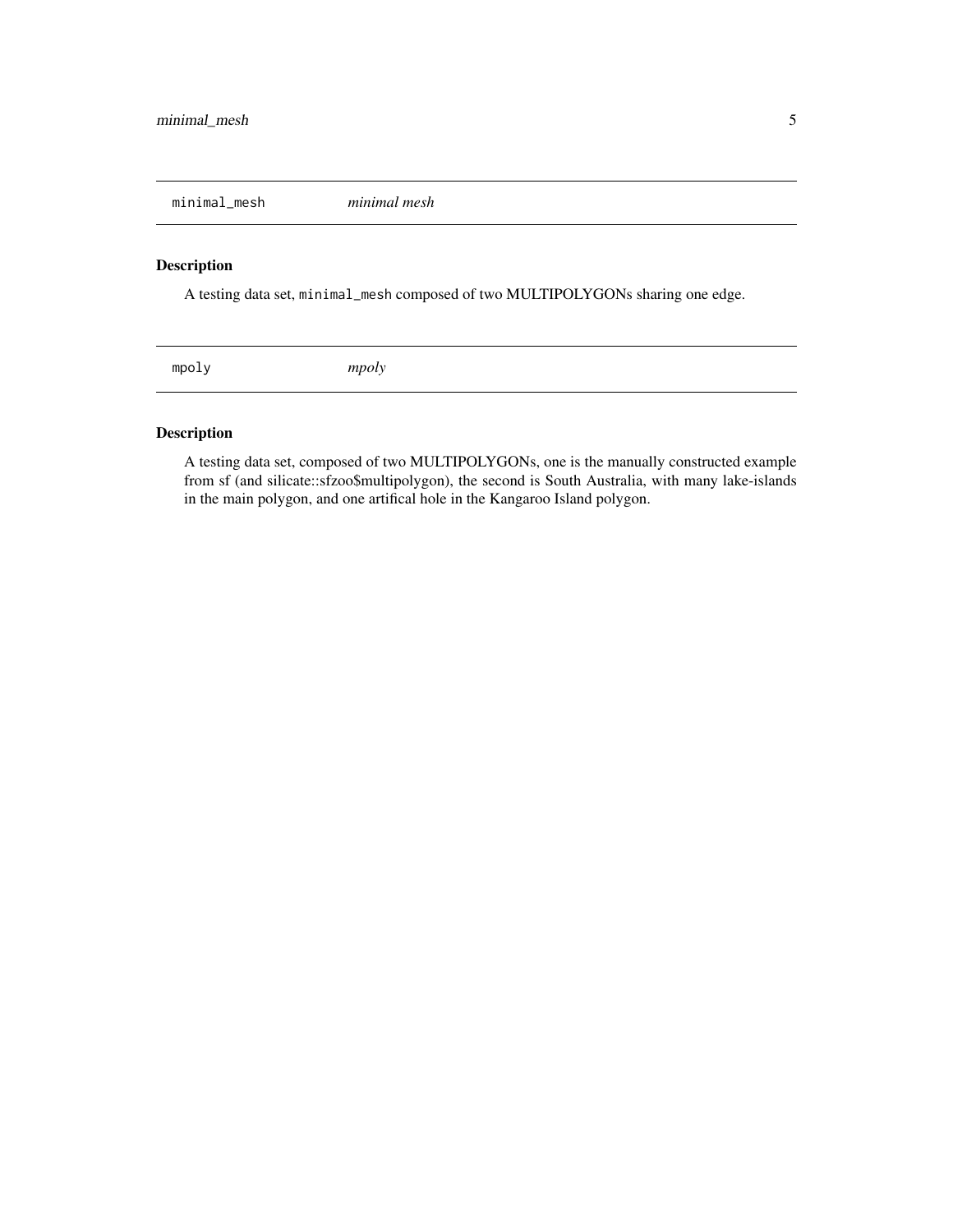## minimal_mesh *minimal mesh*

### Description

A testing data set, `minimal_mesh` composed of two MULTIPOLYGONs sharing one edge.

## mpoly *mpoly*

### Description

A testing data set, composed of two MULTIPOLYGONs, one is the manually constructed example from sf (and silicate::sfzoo$multipolygon), the second is South Australia, with many lake-islands in the main polygon, and one artifical hole in the Kangaroo Island polygon.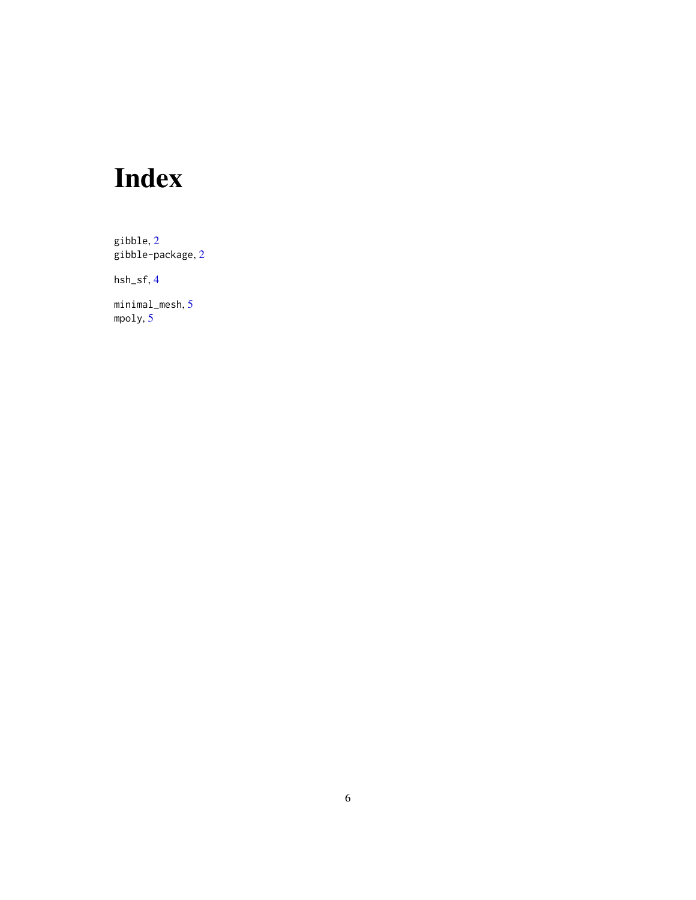# Index

gibble, 2
gibble-package, 2

hsh_sf, 4

minimal_mesh, 5
mpoly, 5